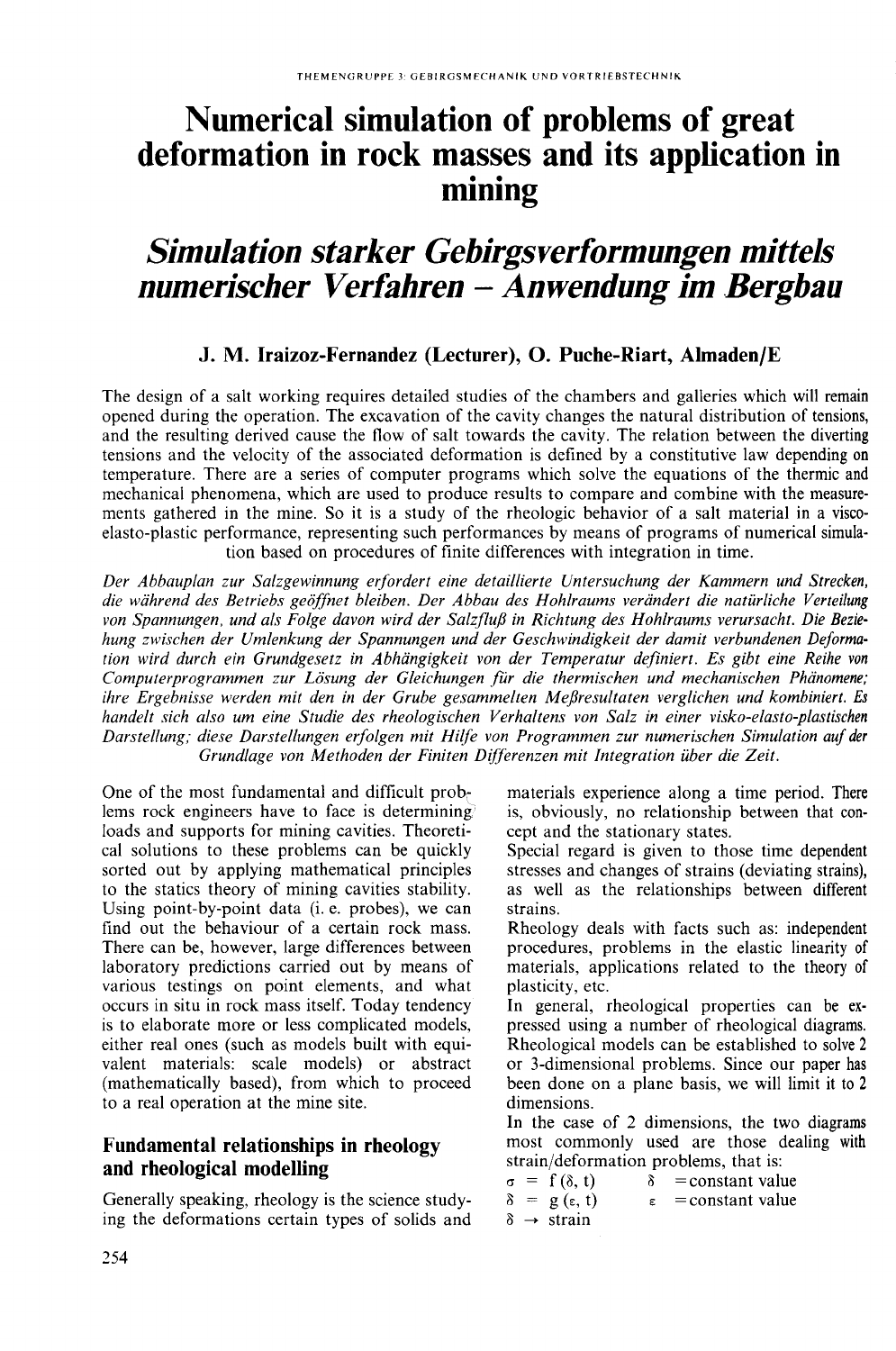# Numerical simulation of problems of great deformation in rock masses and its application in mining

# *Simulation starker Gebirgsverformungen mittels numerischer Verfahren – Anwendung im Bergbau*

### J. M. Iraizoz-Fernandez (Lecturer), O. Puche-Riart, Almaden/E

The design of a salt working requires detailed studies of the chambers and galleries which will remain opened during the operation. The excavation of the cavity changes the natural distribution of tensions, and the resulting derived cause the flow of salt towards the cavity. The relation between the diverting tensions and the velocity of the associated deformation is defined by a constitutive law depending on temperature. There are a series of computer programs which solve the equations of the thermic and mechanical phenomena, which are used to produce results to compare and combine with the measurements gathered in the mine. So it is a study of the rheologic behavior of a salt material in a visco-elasto-plastic performance, representing such performances by means of programs of numerical simulation based on procedures of finite differences with integration in time.

*Der Abbauplan zur Salzgewinnung erfordert eine detaillierte Untersuchung der Kammern und Strecken, die während des Betriebs geöffnet bleiben. Der Abbau des Hohlraums verändert die natürliche Verteilung von Spannungen, und als Folge davon wird der Salzfluß in Richtung des Hohlraums verursacht. Die Beziehung zwischen der Umlenkung der Spannungen und der Geschwindigkeit der damit verbundenen Deformation wird durch ein Grundgesetz in Abhängigkeit von der Temperatur definiert. Es gibt eine Reihe von Computerprogrammen zur Lösung der Gleichungen für die thermischen und mechanischen Phänomene; ihre Ergebnisse werden mit den in der Grube gesammelten Meßresultaten verglichen und kombiniert. Es handelt sich also um eine Studie des rheologischen Verhaltens von Salz in einer visko-elasto-plastischen Darstellung; diese Darstellungen erfolgen mit Hilfe von Programmen zur numerischen Simulation auf der Grundlage von Methoden der Finiten Differenzen mit Integration über die Zeit.*

One of the most fundamental and difficult problems rock engineers have to face is determining loads and supports for mining cavities. Theoretical solutions to these problems can be quickly sorted out by applying mathematical principles to the statics theory of mining cavities stability. Using point-by-point data (i. e. probes), we can find out the behaviour of a certain rock mass. There can be, however, large differences between laboratory predictions carried out by means of various testings on point elements, and what occurs in situ in rock mass itself. Today tendency is to elaborate more or less complicated models, either real ones (such as models built with equivalent materials: scale models) or abstract (mathematically based), from which to proceed to a real operation at the mine site.

## Fundamental relationships in rheology and rheological modelling

Generally speaking, rheology is the science studying the deformations certain types of solids and materials experience along a time period. There is, obviously, no relationship between that concept and the stationary states.

Special regard is given to those time dependent stresses and changes of strains (deviating strains), as well as the relationships between different strains.

Rheology deals with facts such as: independent procedures, problems in the elastic linearity of materials, applications related to the theory of plasticity, etc.

In general, rheological properties can be expressed using a number of rheological diagrams. Rheological models can be established to solve 2 or 3-dimensional problems. Since our paper has been done on a plane basis, we will limit it to 2 dimensions.

In the case of 2 dimensions, the two diagrams most commonly used are those dealing with strain/deformation problems, that is:

$\sigma = f(\delta, t)$ $\quad \delta$ = constant value

$\delta = g(\varepsilon, t)$ $\quad \varepsilon$ = constant value

$\delta \rightarrow$ strain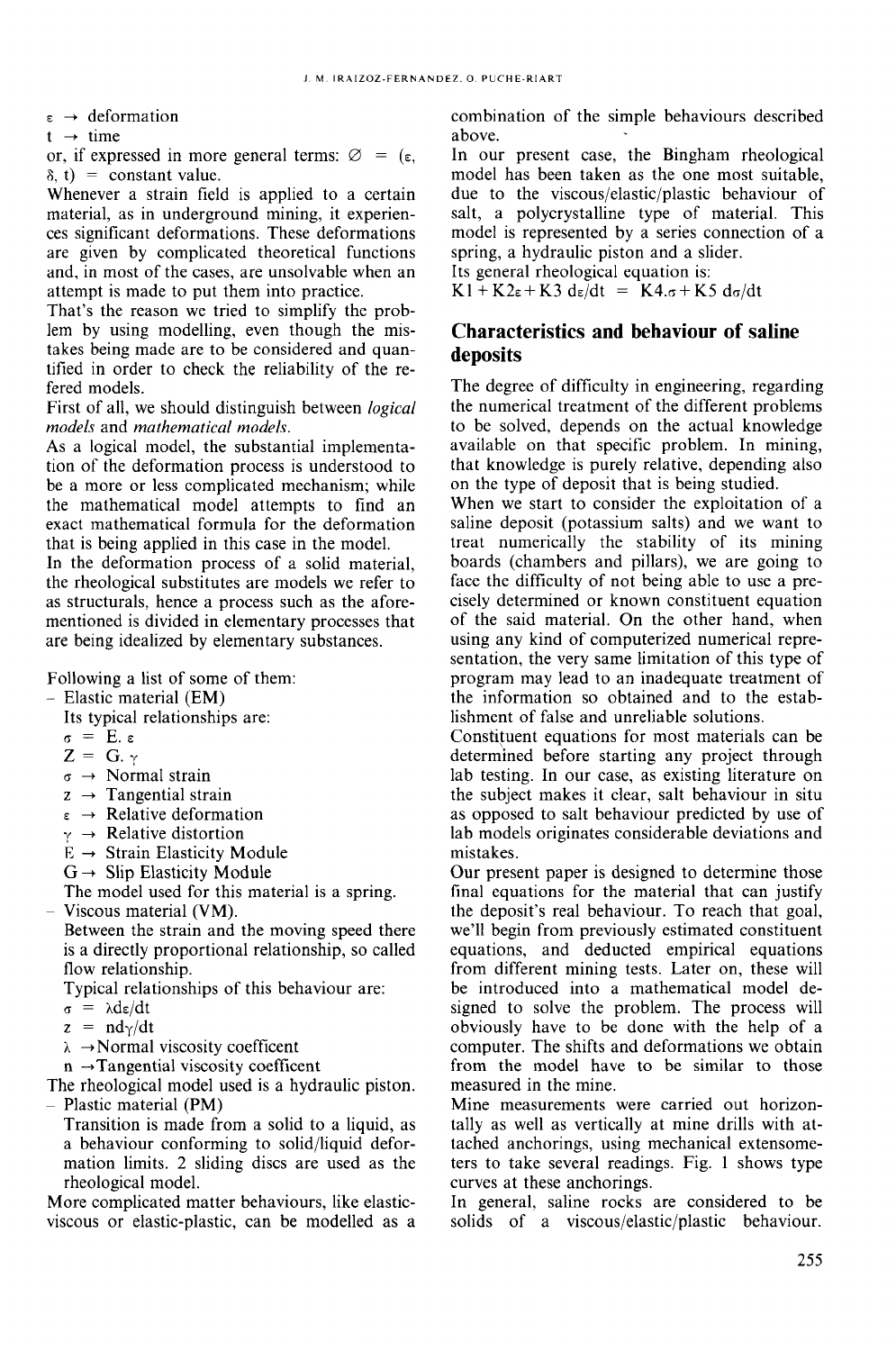$\varepsilon \rightarrow$ deformation

$t \rightarrow$ time

or, if expressed in more general terms: $\varnothing = (\varepsilon, \delta, t) =$ constant value.

Whenever a strain field is applied to a certain material, as in underground mining, it experiences significant deformations. These deformations are given by complicated theoretical functions and, in most of the cases, are unsolvable when an attempt is made to put them into practice.

That's the reason we tried to simplify the problem by using modelling, even though the mistakes being made are to be considered and quantified in order to check the reliability of the refered models.

First of all, we should distinguish between *logical models* and *mathematical models*.

As a logical model, the substantial implementation of the deformation process is understood to be a more or less complicated mechanism; while the mathematical model attempts to find an exact mathematical formula for the deformation that is being applied in this case in the model.

In the deformation process of a solid material, the rheological substitutes are models we refer to as structurals, hence a process such as the aforementioned is divided in elementary processes that are being idealized by elementary substances.

Following a list of some of them:

- Elastic material (EM)

  Its typical relationships are:

  $\sigma = E.\,\varepsilon$

  $Z = G.\,\gamma$

  $\sigma \rightarrow$ Normal strain

  $z \rightarrow$ Tangential strain

  $\varepsilon \rightarrow$ Relative deformation

  $\gamma \rightarrow$ Relative distortion

  $E \rightarrow$ Strain Elasticity Module

  $G \rightarrow$ Slip Elasticity Module

  The model used for this material is a spring.

- Viscous material (VM).

  Between the strain and the moving speed there is a directly proportional relationship, so called flow relationship.

  Typical relationships of this behaviour are:

  $\sigma = \lambda d\varepsilon/dt$

  $z = n d\gamma/dt$

  $\lambda \rightarrow$ Normal viscosity coefficent

  $n \rightarrow$ Tangential viscosity coefficent

The rheological model used is a hydraulic piston.

- Plastic material (PM)

  Transition is made from a solid to a liquid, as a behaviour conforming to solid/liquid deformation limits. 2 sliding discs are used as the rheological model.

More complicated matter behaviours, like elastic-viscous or elastic-plastic, can be modelled as a combination of the simple behaviours described above.

In our present case, the Bingham rheological model has been taken as the one most suitable, due to the viscous/elastic/plastic behaviour of salt, a polycrystalline type of material. This model is represented by a series connection of a spring, a hydraulic piston and a slider.

Its general rheological equation is:

$K1 + K2\varepsilon + K3\, d\varepsilon/dt = K4.\sigma + K5\, d\sigma/dt$

## Characteristics and behaviour of saline deposits

The degree of difficulty in engineering, regarding the numerical treatment of the different problems to be solved, depends on the actual knowledge available on that specific problem. In mining, that knowledge is purely relative, depending also on the type of deposit that is being studied.

When we start to consider the exploitation of a saline deposit (potassium salts) and we want to treat numerically the stability of its mining boards (chambers and pillars), we are going to face the difficulty of not being able to use a precisely determined or known constituent equation of the said material. On the other hand, when using any kind of computerized numerical representation, the very same limitation of this type of program may lead to an inadequate treatment of the information so obtained and to the establishment of false and unreliable solutions.

Constituent equations for most materials can be determined before starting any project through lab testing. In our case, as existing literature on the subject makes it clear, salt behaviour in situ as opposed to salt behaviour predicted by use of lab models originates considerable deviations and mistakes.

Our present paper is designed to determine those final equations for the material that can justify the deposit's real behaviour. To reach that goal, we'll begin from previously estimated constituent equations, and deducted empirical equations from different mining tests. Later on, these will be introduced into a mathematical model designed to solve the problem. The process will obviously have to be done with the help of a computer. The shifts and deformations we obtain from the model have to be similar to those measured in the mine.

Mine measurements were carried out horizontally as well as vertically at mine drills with attached anchorings, using mechanical extensometers to take several readings. Fig. 1 shows type curves at these anchorings.

In general, saline rocks are considered to be solids of a viscous/elastic/plastic behaviour.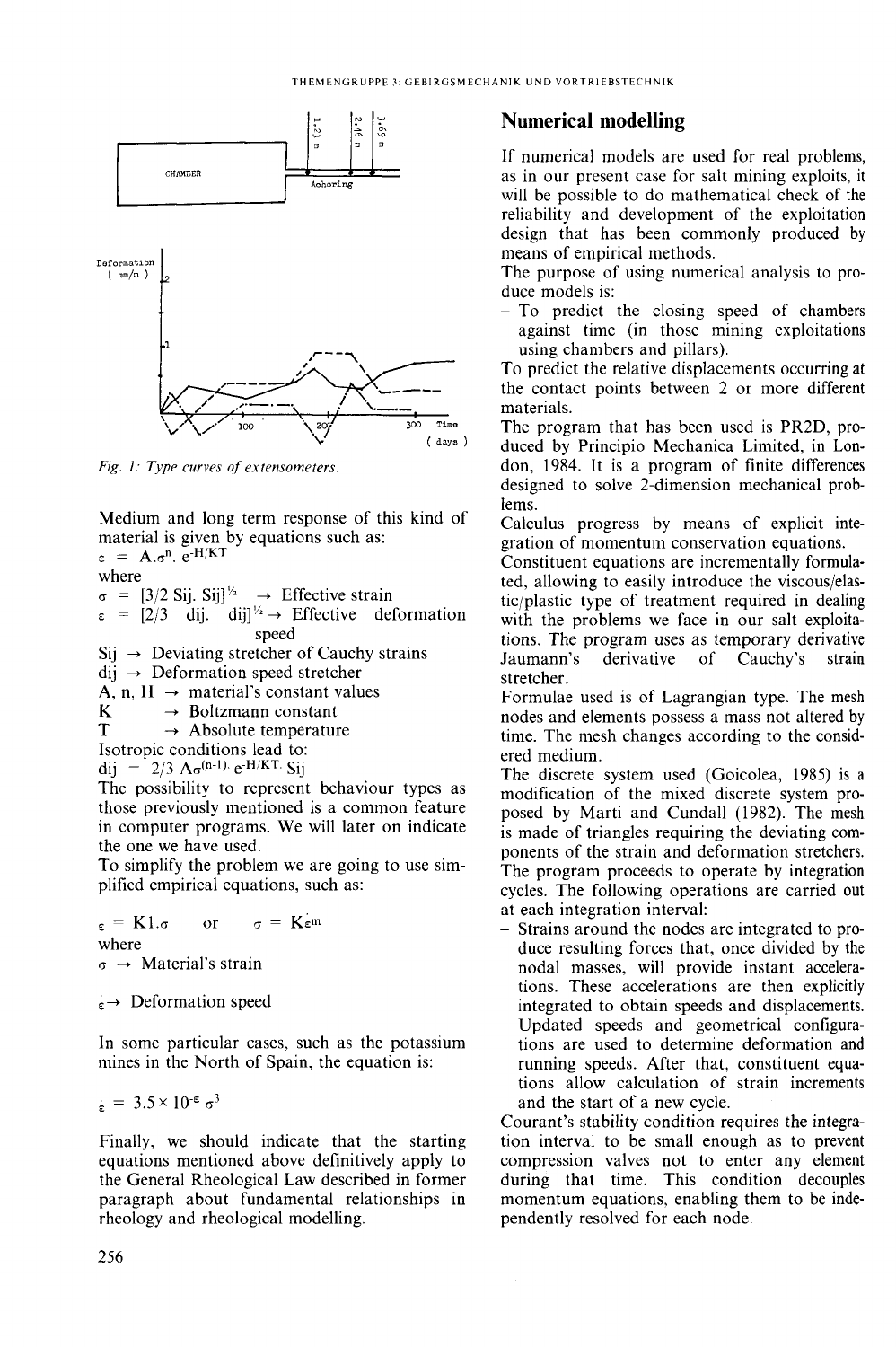Fig. 1: Type curves of extensometers.

Medium and long term response of this kind of material is given by equations such as:

$$\varepsilon = A.\sigma^n. e^{-H/KT}$$

where

$\sigma = [3/2\ Sij.\ Sij]^{1/2}$ → Effective strain

$\varepsilon = [2/3\ \ dij.\ \ dij]^{1/2}$ → Effective deformation speed

Sij → Deviating stretcher of Cauchy strains

dij → Deformation speed stretcher

A, n, H → material's constant values

K → Boltzmann constant

T → Absolute temperature

Isotropic conditions lead to:

$$dij = 2/3\ A\sigma^{(n-1)}.\ e^{-H/KT}.\ Sij$$

The possibility to represent behaviour types as those previously mentioned is a common feature in computer programs. We will later on indicate the one we have used.

To simplify the problem we are going to use simplified empirical equations, such as:

$$\dot{\varepsilon} = K1.\sigma \quad \text{or} \quad \sigma = K\dot{\varepsilon}^m$$

where

$\sigma$ → Material's strain

$\dot{\varepsilon}$ → Deformation speed

In some particular cases, such as the potassium mines in the North of Spain, the equation is:

$$\dot{\varepsilon} = 3.5 \times 10^{-\varepsilon}\ \sigma^3$$

Finally, we should indicate that the starting equations mentioned above definitively apply to the General Rheological Law described in former paragraph about fundamental relationships in rheology and rheological modelling.

## Numerical modelling

If numerical models are used for real problems, as in our present case for salt mining exploits, it will be possible to do mathematical check of the reliability and development of the exploitation design that has been commonly produced by means of empirical methods.

The purpose of using numerical analysis to produce models is:

- To predict the closing speed of chambers against time (in those mining exploitations using chambers and pillars).

To predict the relative displacements occurring at the contact points between 2 or more different materials.

The program that has been used is PR2D, produced by Principio Mechanica Limited, in London, 1984. It is a program of finite differences designed to solve 2-dimension mechanical problems.

Calculus progress by means of explicit integration of momentum conservation equations.

Constituent equations are incrementally formulated, allowing to easily introduce the viscous/elastic/plastic type of treatment required in dealing with the problems we face in our salt exploitations. The program uses as temporary derivative Jaumann's derivative of Cauchy's strain stretcher.

Formulae used is of Lagrangian type. The mesh nodes and elements possess a mass not altered by time. The mesh changes according to the considered medium.

The discrete system used (Goicolea, 1985) is a modification of the mixed discrete system proposed by Marti and Cundall (1982). The mesh is made of triangles requiring the deviating components of the strain and deformation stretchers.

The program proceeds to operate by integration cycles. The following operations are carried out at each integration interval:

- Strains around the nodes are integrated to produce resulting forces that, once divided by the nodal masses, will provide instant accelerations. These accelerations are then explicitly integrated to obtain speeds and displacements.
- Updated speeds and geometrical configurations are used to determine deformation and running speeds. After that, constituent equations allow calculation of strain increments and the start of a new cycle.

Courant's stability condition requires the integration interval to be small enough as to prevent compression valves not to enter any element during that time. This condition decouples momentum equations, enabling them to be independently resolved for each node.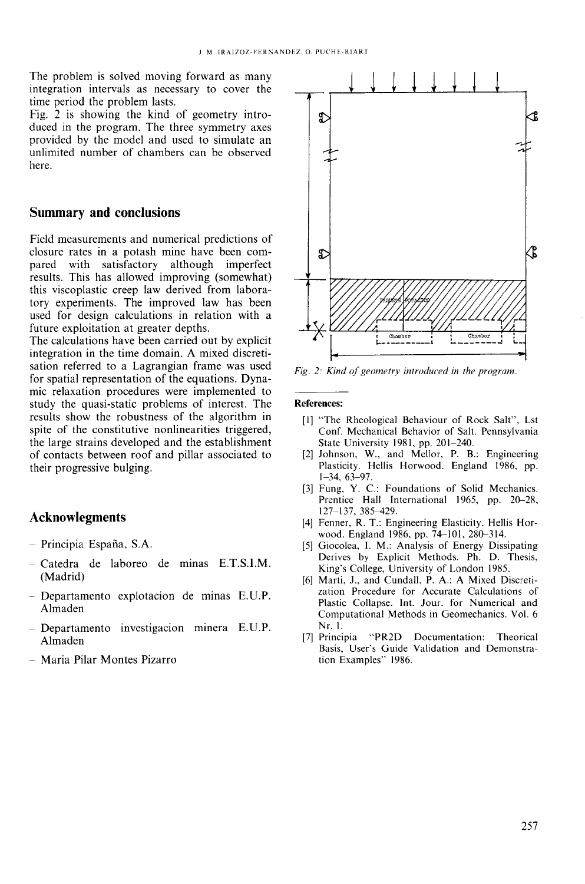The problem is solved moving forward as many integration intervals as necessary to cover the time period the problem lasts.
Fig. 2 is showing the kind of geometry introduced in the program. The three symmetry axes provided by the model and used to simulate an unlimited number of chambers can be observed here.

## Summary and conclusions

Field measurements and numerical predictions of closure rates in a potash mine have been compared with satisfactory although imperfect results. This has allowed improving (somewhat) this viscoplastic creep law derived from laboratory experiments. The improved law has been used for design calculations in relation with a future exploitation at greater depths.
The calculations have been carried out by explicit integration in the time domain. A mixed discretisation referred to a Lagrangian frame was used for spatial representation of the equations. Dynamic relaxation procedures were implemented to study the quasi-static problems of interest. The results show the robustness of the algorithm in spite of the constitutive nonlinearities triggered, the large strains developed and the establishment of contacts between roof and pillar associated to their progressive bulging.

## Acknowlegments

- Principia España, S.A.
- Catedra de laboreo de minas E.T.S.I.M. (Madrid)
- Departamento explotacion de minas E.U.P. Almaden
- Departamento investigacion minera E.U.P. Almaden
- Maria Pilar Montes Pizarro

PAQUETE POTASICO

Chamber

Chamber

*Fig. 2: Kind of geometry introduced in the program.*

**References:**

[1] "The Rheological Behaviour of Rock Salt", Lst Conf. Mechanical Behavior of Salt. Pennsylvania State University 1981, pp. 201–240.

[2] Johnson, W., and Mellor, P. B.: Engineering Plasticity. Hellis Horwood. England 1986, pp. 1–34, 63–97.

[3] Fung, Y. C.: Foundations of Solid Mechanics. Prentice Hall International 1965, pp. 20–28, 127–137, 385–429.

[4] Fenner, R. T.: Engineering Elasticity. Hellis Horwood. England 1986, pp. 74–101, 280–314.

[5] Giocolea, I. M.: Analysis of Energy Dissipating Derives by Explicit Methods. Ph. D. Thesis, King's College, University of London 1985.

[6] Marti, J., and Cundall, P. A.: A Mixed Discretization Procedure for Accurate Calculations of Plastic Collapse. Int. Jour. for Numerical and Computational Methods in Geomechanics. Vol. 6 Nr. 1.

[7] Principia "PR2D Documentation: Theorical Basis, User's Guide Validation and Demonstration Examples" 1986.